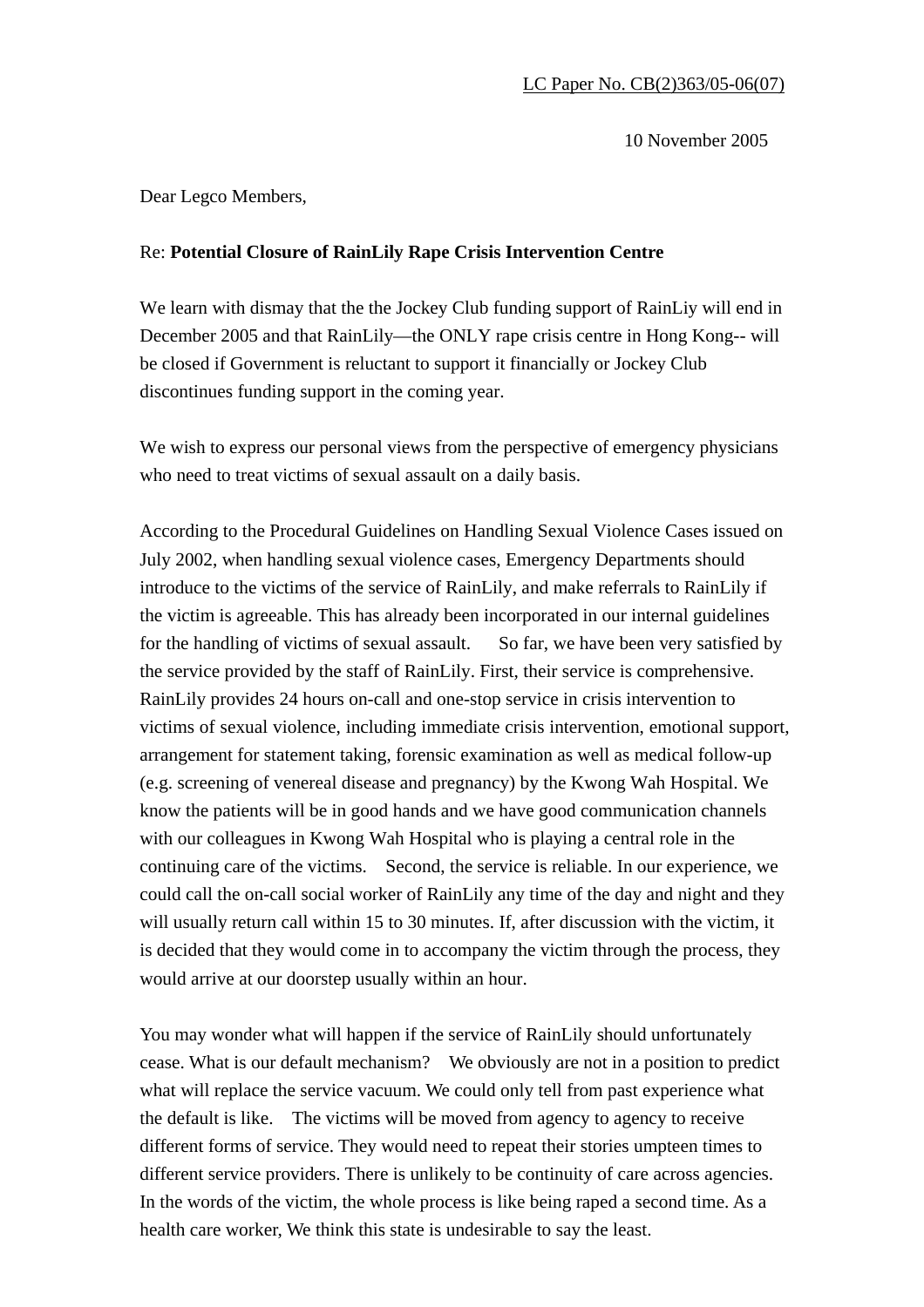LC Paper No. CB(2)363/05-06(07)

10 November 2005

Dear Legco Members,

Re: **Potential Closure of RainLily Rape Crisis Intervention Centre**

We learn with dismay that the the Jockey Club funding support of RainLiy will end in December 2005 and that RainLily—the ONLY rape crisis centre in Hong Kong-- will be closed if Government is reluctant to support it financially or Jockey Club discontinues funding support in the coming year.

We wish to express our personal views from the perspective of emergency physicians who need to treat victims of sexual assault on a daily basis.

According to the Procedural Guidelines on Handling Sexual Violence Cases issued on July 2002, when handling sexual violence cases, Emergency Departments should introduce to the victims of the service of RainLily, and make referrals to RainLily if the victim is agreeable. This has already been incorporated in our internal guidelines for the handling of victims of sexual assault. So far, we have been very satisfied by the service provided by the staff of RainLily. First, their service is comprehensive. RainLily provides 24 hours on-call and one-stop service in crisis intervention to victims of sexual violence, including immediate crisis intervention, emotional support, arrangement for statement taking, forensic examination as well as medical follow-up (e.g. screening of venereal disease and pregnancy) by the Kwong Wah Hospital. We know the patients will be in good hands and we have good communication channels with our colleagues in Kwong Wah Hospital who is playing a central role in the continuing care of the victims. Second, the service is reliable. In our experience, we could call the on-call social worker of RainLily any time of the day and night and they will usually return call within 15 to 30 minutes. If, after discussion with the victim, it is decided that they would come in to accompany the victim through the process, they would arrive at our doorstep usually within an hour.

You may wonder what will happen if the service of RainLily should unfortunately cease. What is our default mechanism? We obviously are not in a position to predict what will replace the service vacuum. We could only tell from past experience what the default is like. The victims will be moved from agency to agency to receive different forms of service. They would need to repeat their stories umpteen times to different service providers. There is unlikely to be continuity of care across agencies. In the words of the victim, the whole process is like being raped a second time. As a health care worker, We think this state is undesirable to say the least.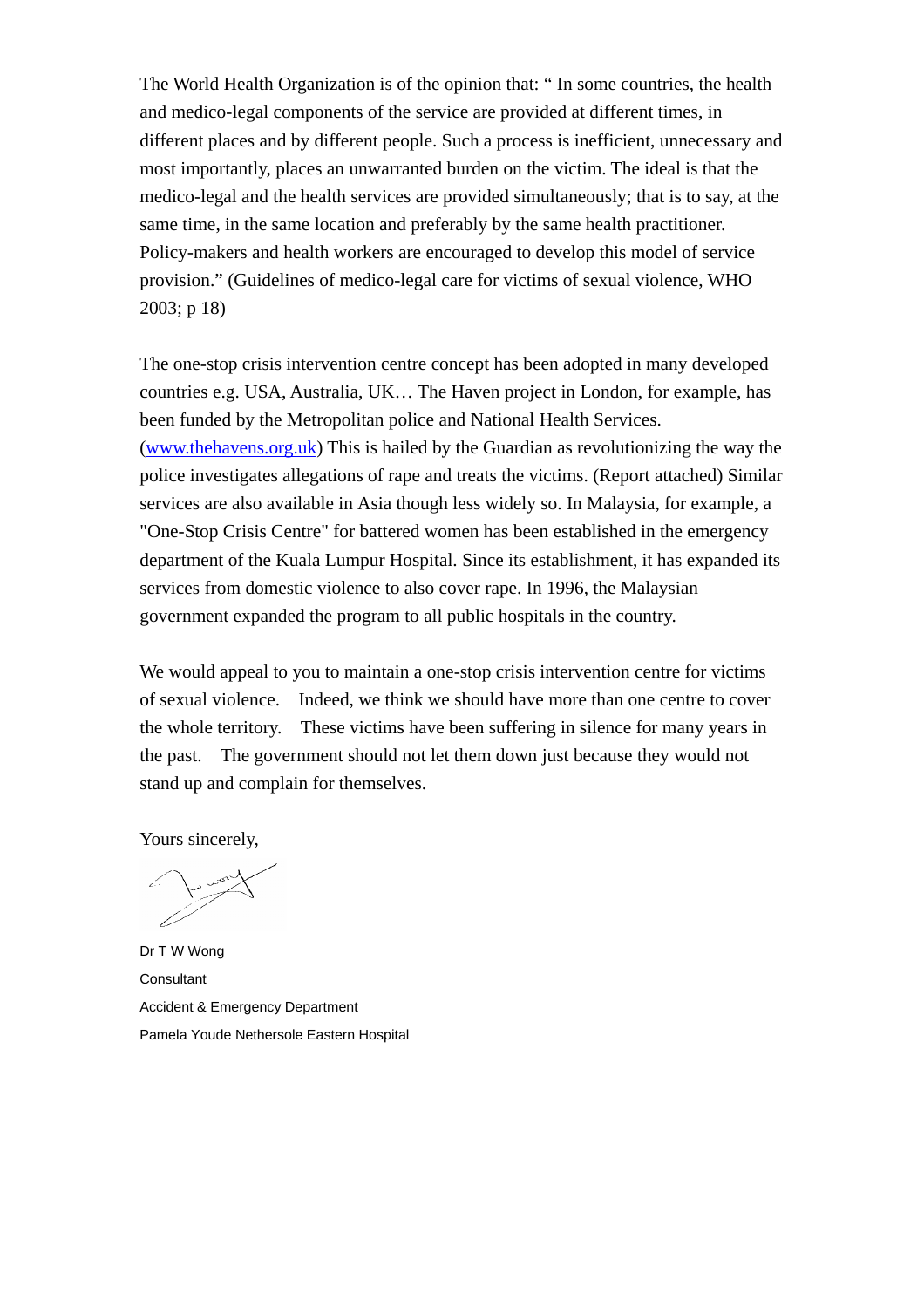The World Health Organization is of the opinion that: " In some countries, the health and medico-legal components of the service are provided at different times, in different places and by different people. Such a process is inefficient, unnecessary and most importantly, places an unwarranted burden on the victim. The ideal is that the medico-legal and the health services are provided simultaneously; that is to say, at the same time, in the same location and preferably by the same health practitioner. Policy-makers and health workers are encouraged to develop this model of service provision." (Guidelines of medico-legal care for victims of sexual violence, WHO 2003; p 18)

The one-stop crisis intervention centre concept has been adopted in many developed countries e.g. USA, Australia, UK… The Haven project in London, for example, has been funded by the Metropolitan police and National Health Services. ([www.thehavens.org.uk](www.thehavens.org.uk)) This is hailed by the Guardian as revolutionizing the way the police investigates allegations of rape and treats the victims. (Report attached) Similar services are also available in Asia though less widely so. In Malaysia, for example, a "One-Stop Crisis Centre" for battered women has been established in the emergency department of the Kuala Lumpur Hospital. Since its establishment, it has expanded its services from domestic violence to also cover rape. In 1996, the Malaysian government expanded the program to all public hospitals in the country.

We would appeal to you to maintain a one-stop crisis intervention centre for victims of sexual violence. Indeed, we think we should have more than one centre to cover the whole territory. These victims have been suffering in silence for many years in the past. The government should not let them down just because they would not stand up and complain for themselves.

Yours sincerely,

Dr T W Wong
Consultant
Accident & Emergency Department
Pamela Youde Nethersole Eastern Hospital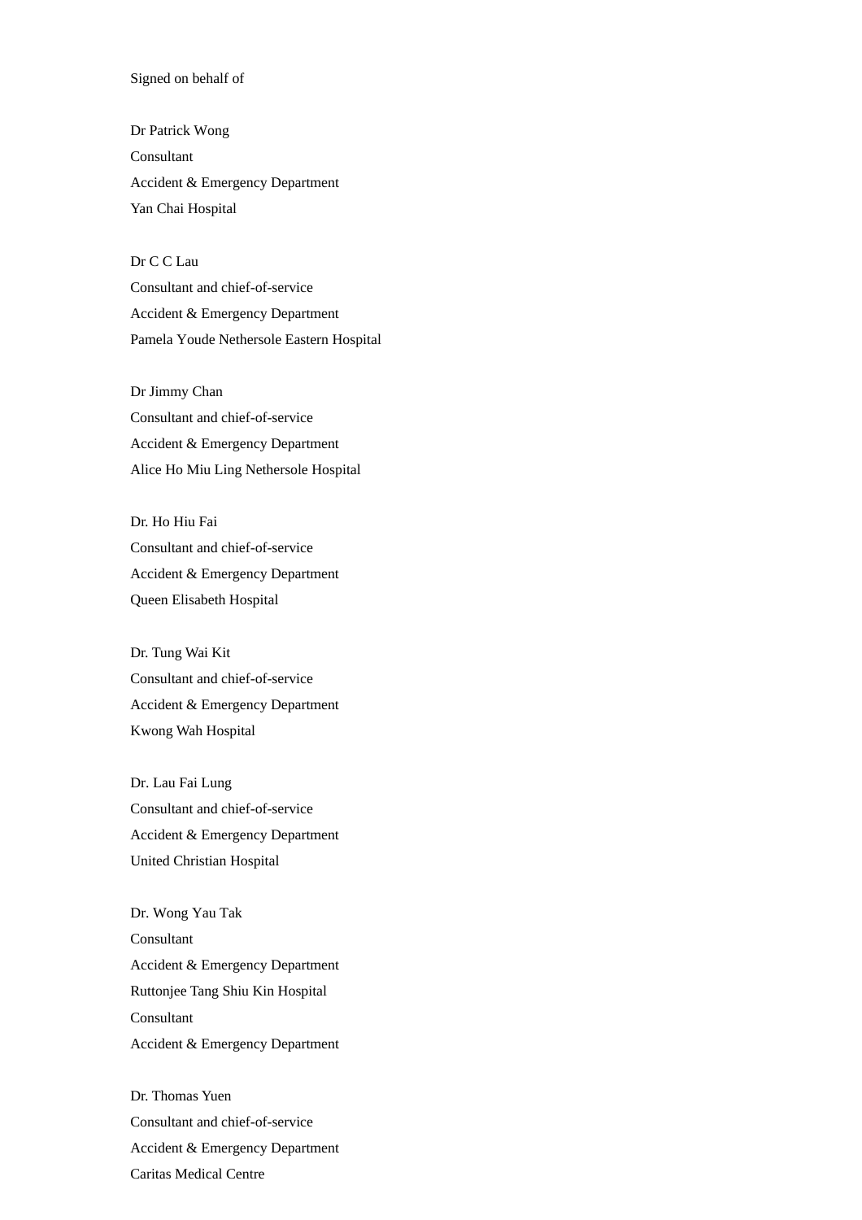Signed on behalf of

Dr Patrick Wong
Consultant
Accident & Emergency Department
Yan Chai Hospital

Dr C C Lau
Consultant and chief-of-service
Accident & Emergency Department
Pamela Youde Nethersole Eastern Hospital

Dr Jimmy Chan
Consultant and chief-of-service
Accident & Emergency Department
Alice Ho Miu Ling Nethersole Hospital

Dr. Ho Hiu Fai
Consultant and chief-of-service
Accident & Emergency Department
Queen Elisabeth Hospital

Dr. Tung Wai Kit
Consultant and chief-of-service
Accident & Emergency Department
Kwong Wah Hospital

Dr. Lau Fai Lung
Consultant and chief-of-service
Accident & Emergency Department
United Christian Hospital

Dr. Wong Yau Tak
Consultant
Accident & Emergency Department
Ruttonjee Tang Shiu Kin Hospital
Consultant
Accident & Emergency Department

Dr. Thomas Yuen
Consultant and chief-of-service
Accident & Emergency Department
Caritas Medical Centre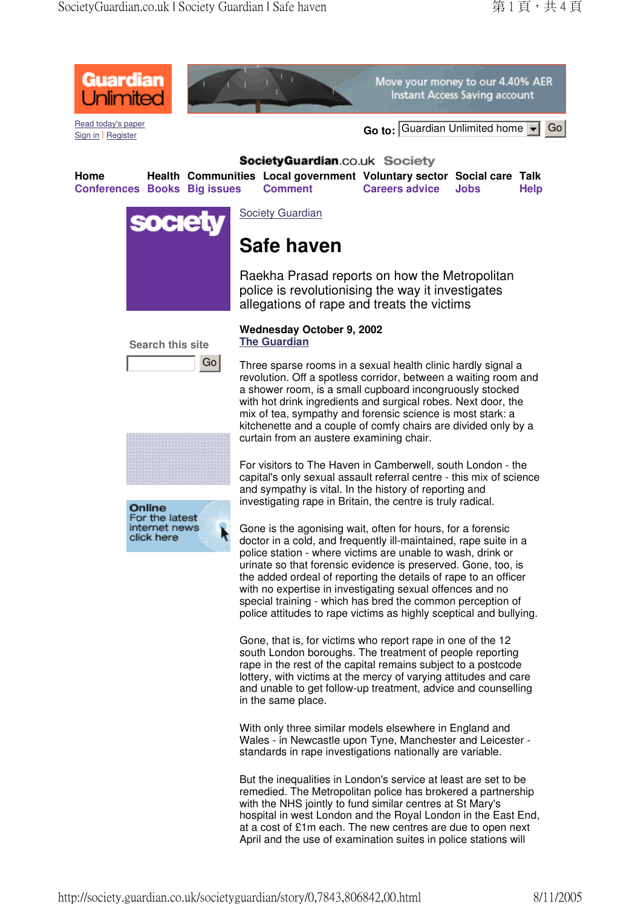Society Guardian

# Safe haven

Raekha Prasad reports on how the Metropolitan police is revolutionising the way it investigates allegations of rape and treats the victims

**Wednesday October 9, 2002**
**The Guardian**

Three sparse rooms in a sexual health clinic hardly signal a revolution. Off a spotless corridor, between a waiting room and a shower room, is a small cupboard incongruously stocked with hot drink ingredients and surgical robes. Next door, the mix of tea, sympathy and forensic science is most stark: a kitchenette and a couple of comfy chairs are divided only by a curtain from an austere examining chair.

For visitors to The Haven in Camberwell, south London - the capital's only sexual assault referral centre - this mix of science and sympathy is vital. In the history of reporting and investigating rape in Britain, the centre is truly radical.

Gone is the agonising wait, often for hours, for a forensic doctor in a cold, and frequently ill-maintained, rape suite in a police station - where victims are unable to wash, drink or urinate so that forensic evidence is preserved. Gone, too, is the added ordeal of reporting the details of rape to an officer with no expertise in investigating sexual offences and no special training - which has bred the common perception of police attitudes to rape victims as highly sceptical and bullying.

Gone, that is, for victims who report rape in one of the 12 south London boroughs. The treatment of people reporting rape in the rest of the capital remains subject to a postcode lottery, with victims at the mercy of varying attitudes and care and unable to get follow-up treatment, advice and counselling in the same place.

With only three similar models elsewhere in England and Wales - in Newcastle upon Tyne, Manchester and Leicester - standards in rape investigations nationally are variable.

But the inequalities in London's service at least are set to be remedied. The Metropolitan police has brokered a partnership with the NHS jointly to fund similar centres at St Mary's hospital in west London and the Royal London in the East End, at a cost of £1m each. The new centres are due to open next April and the use of examination suites in police stations will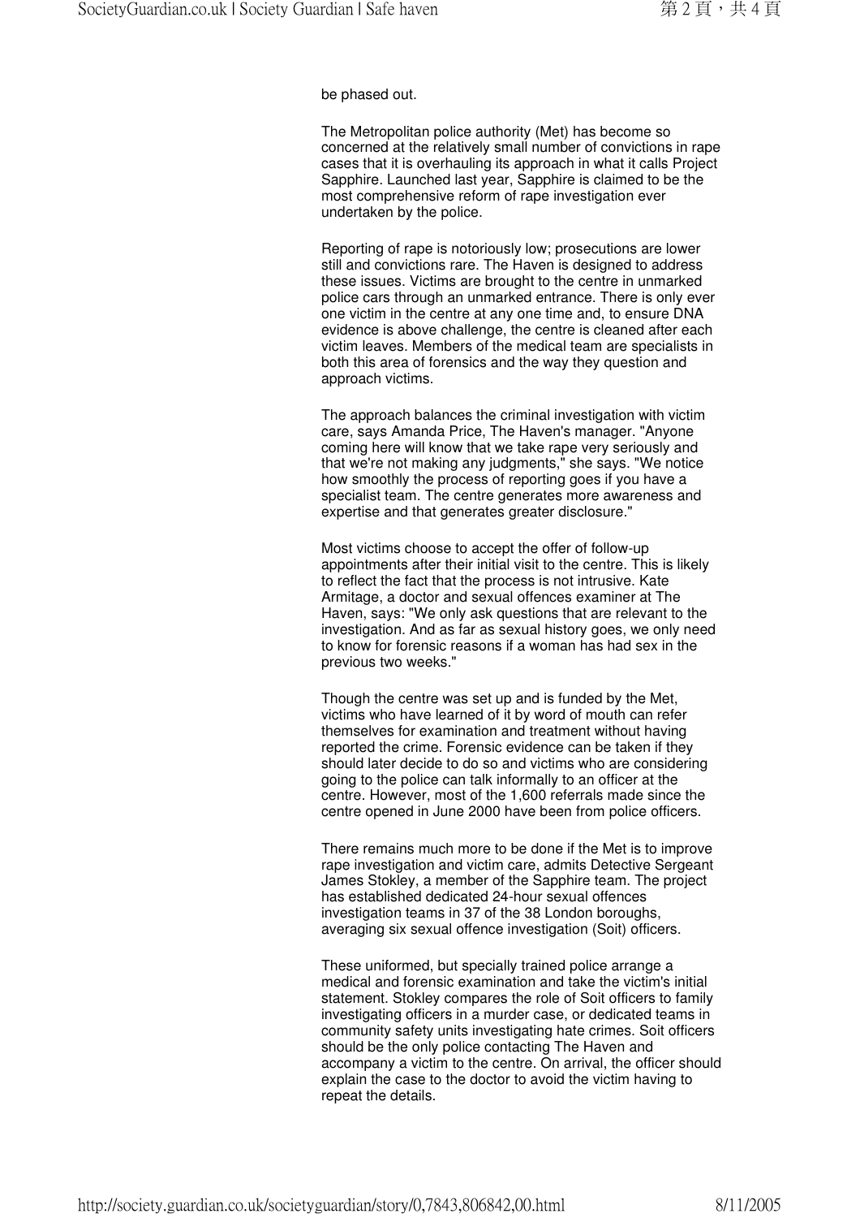be phased out.

The Metropolitan police authority (Met) has become so concerned at the relatively small number of convictions in rape cases that it is overhauling its approach in what it calls Project Sapphire. Launched last year, Sapphire is claimed to be the most comprehensive reform of rape investigation ever undertaken by the police.

Reporting of rape is notoriously low; prosecutions are lower still and convictions rare. The Haven is designed to address these issues. Victims are brought to the centre in unmarked police cars through an unmarked entrance. There is only ever one victim in the centre at any one time and, to ensure DNA evidence is above challenge, the centre is cleaned after each victim leaves. Members of the medical team are specialists in both this area of forensics and the way they question and approach victims.

The approach balances the criminal investigation with victim care, says Amanda Price, The Haven's manager. "Anyone coming here will know that we take rape very seriously and that we're not making any judgments," she says. "We notice how smoothly the process of reporting goes if you have a specialist team. The centre generates more awareness and expertise and that generates greater disclosure."

Most victims choose to accept the offer of follow-up appointments after their initial visit to the centre. This is likely to reflect the fact that the process is not intrusive. Kate Armitage, a doctor and sexual offences examiner at The Haven, says: "We only ask questions that are relevant to the investigation. And as far as sexual history goes, we only need to know for forensic reasons if a woman has had sex in the previous two weeks."

Though the centre was set up and is funded by the Met, victims who have learned of it by word of mouth can refer themselves for examination and treatment without having reported the crime. Forensic evidence can be taken if they should later decide to do so and victims who are considering going to the police can talk informally to an officer at the centre. However, most of the 1,600 referrals made since the centre opened in June 2000 have been from police officers.

There remains much more to be done if the Met is to improve rape investigation and victim care, admits Detective Sergeant James Stokley, a member of the Sapphire team. The project has established dedicated 24-hour sexual offences investigation teams in 37 of the 38 London boroughs, averaging six sexual offence investigation (Soit) officers.

These uniformed, but specially trained police arrange a medical and forensic examination and take the victim's initial statement. Stokley compares the role of Soit officers to family investigating officers in a murder case, or dedicated teams in community safety units investigating hate crimes. Soit officers should be the only police contacting The Haven and accompany a victim to the centre. On arrival, the officer should explain the case to the doctor to avoid the victim having to repeat the details.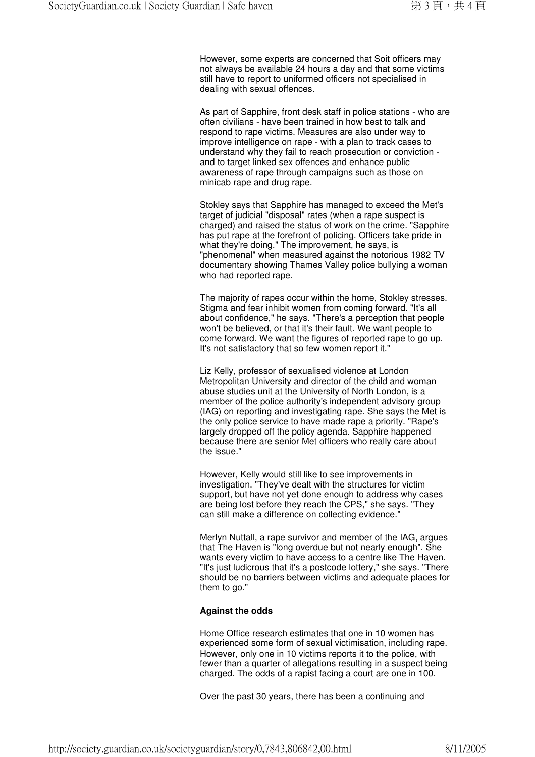However, some experts are concerned that Soit officers may not always be available 24 hours a day and that some victims still have to report to uniformed officers not specialised in dealing with sexual offences.

As part of Sapphire, front desk staff in police stations - who are often civilians - have been trained in how best to talk and respond to rape victims. Measures are also under way to improve intelligence on rape - with a plan to track cases to understand why they fail to reach prosecution or conviction - and to target linked sex offences and enhance public awareness of rape through campaigns such as those on minicab rape and drug rape.

Stokley says that Sapphire has managed to exceed the Met's target of judicial "disposal" rates (when a rape suspect is charged) and raised the status of work on the crime. "Sapphire has put rape at the forefront of policing. Officers take pride in what they're doing." The improvement, he says, is "phenomenal" when measured against the notorious 1982 TV documentary showing Thames Valley police bullying a woman who had reported rape.

The majority of rapes occur within the home, Stokley stresses. Stigma and fear inhibit women from coming forward. "It's all about confidence," he says. "There's a perception that people won't be believed, or that it's their fault. We want people to come forward. We want the figures of reported rape to go up. It's not satisfactory that so few women report it."

Liz Kelly, professor of sexualised violence at London Metropolitan University and director of the child and woman abuse studies unit at the University of North London, is a member of the police authority's independent advisory group (IAG) on reporting and investigating rape. She says the Met is the only police service to have made rape a priority. "Rape's largely dropped off the policy agenda. Sapphire happened because there are senior Met officers who really care about the issue."

However, Kelly would still like to see improvements in investigation. "They've dealt with the structures for victim support, but have not yet done enough to address why cases are being lost before they reach the CPS," she says. "They can still make a difference on collecting evidence."

Merlyn Nuttall, a rape survivor and member of the IAG, argues that The Haven is "long overdue but not nearly enough". She wants every victim to have access to a centre like The Haven. "It's just ludicrous that it's a postcode lottery," she says. "There should be no barriers between victims and adequate places for them to go."

**Against the odds**

Home Office research estimates that one in 10 women has experienced some form of sexual victimisation, including rape. However, only one in 10 victims reports it to the police, with fewer than a quarter of allegations resulting in a suspect being charged. The odds of a rapist facing a court are one in 100.

Over the past 30 years, there has been a continuing and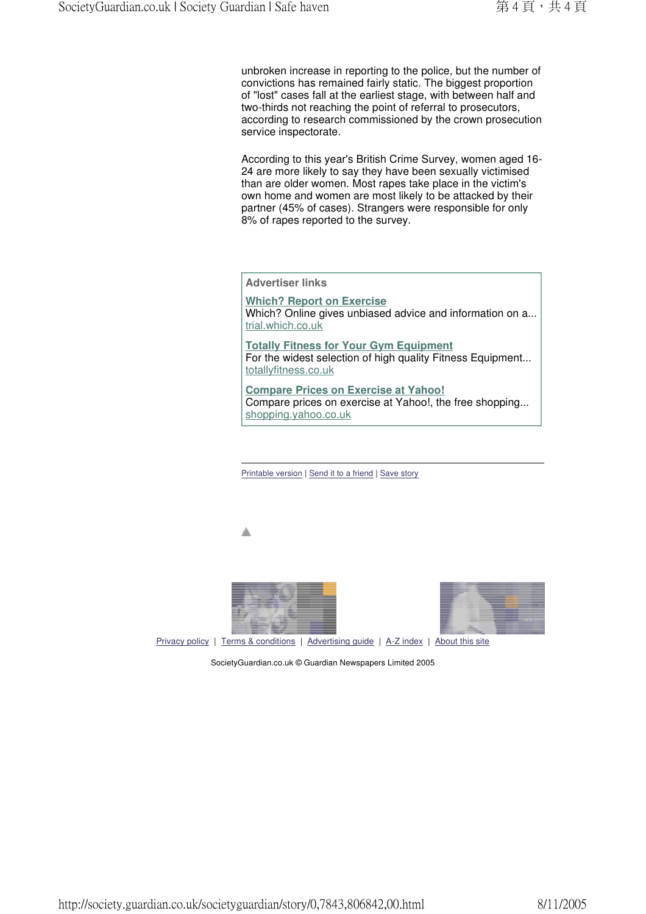unbroken increase in reporting to the police, but the number of convictions has remained fairly static. The biggest proportion of "lost" cases fall at the earliest stage, with between half and two-thirds not reaching the point of referral to prosecutors, according to research commissioned by the crown prosecution service inspectorate.

According to this year's British Crime Survey, women aged 16-24 are more likely to say they have been sexually victimised than are older women. Most rapes take place in the victim's own home and women are most likely to be attacked by their partner (45% of cases). Strangers were responsible for only 8% of rapes reported to the survey.

**Advertiser links**

**Which? Report on Exercise**
Which? Online gives unbiased advice and information on a...
trial.which.co.uk

**Totally Fitness for Your Gym Equipment**
For the widest selection of high quality Fitness Equipment...
totallyfitness.co.uk

**Compare Prices on Exercise at Yahoo!**
Compare prices on exercise at Yahoo!, the free shopping...
shopping.yahoo.co.uk

Printable version | Send it to a friend | Save story

Privacy policy | Terms & conditions | Advertising guide | A-Z index | About this site

SocietyGuardian.co.uk © Guardian Newspapers Limited 2005